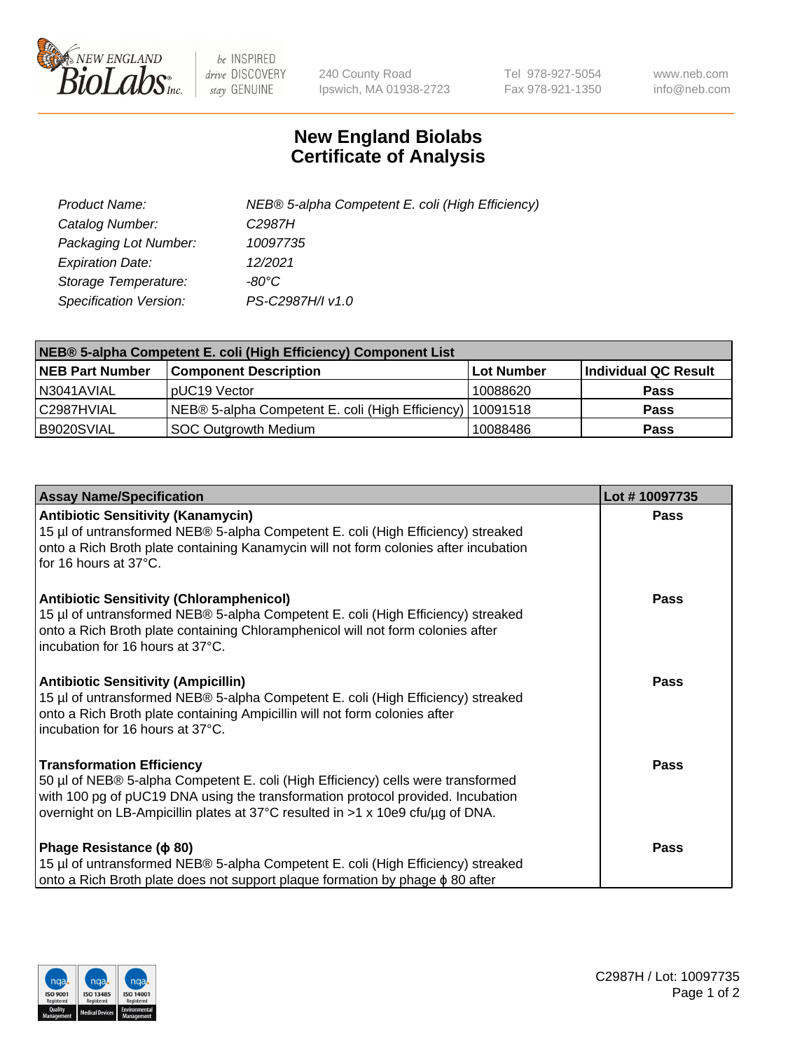New England BioLabs Inc. — be INSPIRED drive DISCOVERY stay GENUINE

240 County Road
Ipswich, MA 01938-2723

Tel 978-927-5054
Fax 978-921-1350

www.neb.com
info@neb.com

# New England Biolabs
# Certificate of Analysis

| | |
|---|---|
| *Product Name:* | *NEB® 5-alpha Competent E. coli (High Efficiency)* |
| *Catalog Number:* | *C2987H* |
| *Packaging Lot Number:* | *10097735* |
| *Expiration Date:* | *12/2021* |
| *Storage Temperature:* | *-80°C* |
| *Specification Version:* | *PS-C2987H/I v1.0* |

| NEB® 5-alpha Competent E. coli (High Efficiency) Component List | | | |
|---|---|---|---|
| **NEB Part Number** | **Component Description** | **Lot Number** | **Individual QC Result** |
| N3041AVIAL | pUC19 Vector | 10088620 | **Pass** |
| C2987HVIAL | NEB® 5-alpha Competent E. coli (High Efficiency) | 10091518 | **Pass** |
| B9020SVIAL | SOC Outgrowth Medium | 10088486 | **Pass** |

| Assay Name/Specification | Lot # 10097735 |
|---|---|
| **Antibiotic Sensitivity (Kanamycin)**<br>15 µl of untransformed NEB® 5-alpha Competent E. coli (High Efficiency) streaked onto a Rich Broth plate containing Kanamycin will not form colonies after incubation for 16 hours at 37°C. | **Pass** |
| **Antibiotic Sensitivity (Chloramphenicol)**<br>15 µl of untransformed NEB® 5-alpha Competent E. coli (High Efficiency) streaked onto a Rich Broth plate containing Chloramphenicol will not form colonies after incubation for 16 hours at 37°C. | **Pass** |
| **Antibiotic Sensitivity (Ampicillin)**<br>15 µl of untransformed NEB® 5-alpha Competent E. coli (High Efficiency) streaked onto a Rich Broth plate containing Ampicillin will not form colonies after incubation for 16 hours at 37°C. | **Pass** |
| **Transformation Efficiency**<br>50 µl of NEB® 5-alpha Competent E. coli (High Efficiency) cells were transformed with 100 pg of pUC19 DNA using the transformation protocol provided. Incubation overnight on LB-Ampicillin plates at 37°C resulted in >1 x 10e9 cfu/µg of DNA. | **Pass** |
| **Phage Resistance (ϕ 80)**<br>15 µl of untransformed NEB® 5-alpha Competent E. coli (High Efficiency) streaked onto a Rich Broth plate does not support plaque formation by phage ϕ 80 after | **Pass** |

C2987H / Lot: 10097735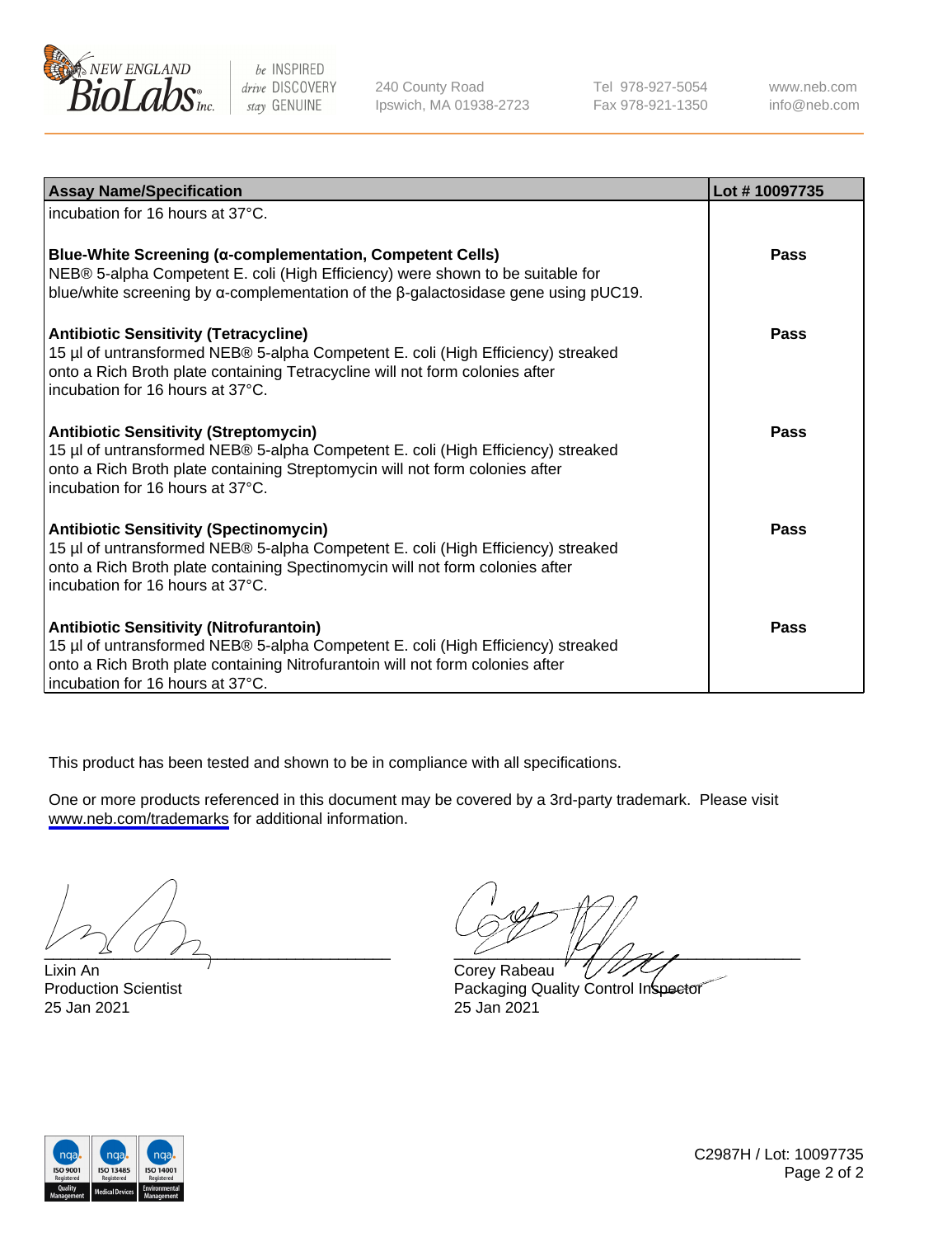| Assay Name/Specification | Lot # 10097735 |
| --- | --- |
| incubation for 16 hours at 37°C. | |
| **Blue-White Screening (α-complementation, Competent Cells)**<br>NEB® 5-alpha Competent E. coli (High Efficiency) were shown to be suitable for blue/white screening by α-complementation of the β-galactosidase gene using pUC19. | **Pass** |
| **Antibiotic Sensitivity (Tetracycline)**<br>15 µl of untransformed NEB® 5-alpha Competent E. coli (High Efficiency) streaked onto a Rich Broth plate containing Tetracycline will not form colonies after incubation for 16 hours at 37°C. | **Pass** |
| **Antibiotic Sensitivity (Streptomycin)**<br>15 µl of untransformed NEB® 5-alpha Competent E. coli (High Efficiency) streaked onto a Rich Broth plate containing Streptomycin will not form colonies after incubation for 16 hours at 37°C. | **Pass** |
| **Antibiotic Sensitivity (Spectinomycin)**<br>15 µl of untransformed NEB® 5-alpha Competent E. coli (High Efficiency) streaked onto a Rich Broth plate containing Spectinomycin will not form colonies after incubation for 16 hours at 37°C. | **Pass** |
| **Antibiotic Sensitivity (Nitrofurantoin)**<br>15 µl of untransformed NEB® 5-alpha Competent E. coli (High Efficiency) streaked onto a Rich Broth plate containing Nitrofurantoin will not form colonies after incubation for 16 hours at 37°C. | **Pass** |

This product has been tested and shown to be in compliance with all specifications.

One or more products referenced in this document may be covered by a 3rd-party trademark. Please visit www.neb.com/trademarks for additional information.

Lixin An
Production Scientist
25 Jan 2021

Corey Rabeau
Packaging Quality Control Inspector
25 Jan 2021

C2987H / Lot: 10097735